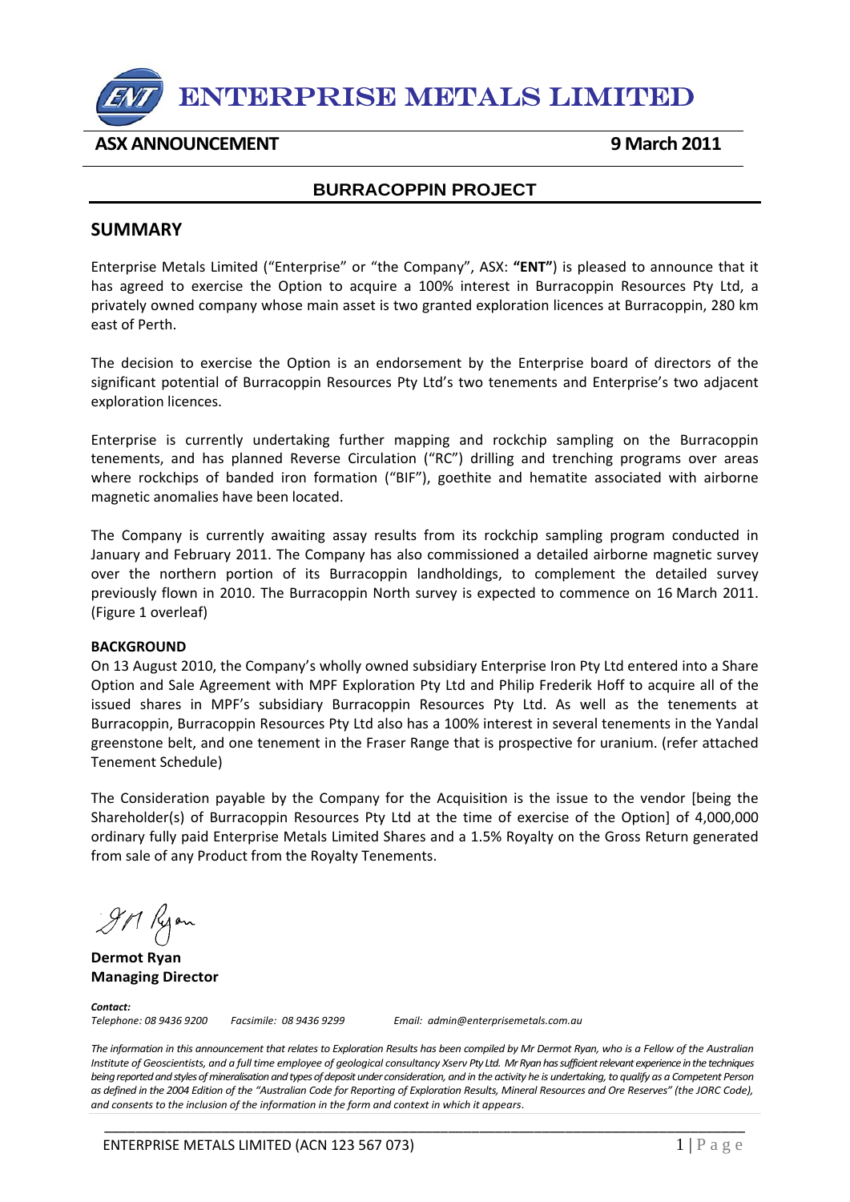# ENTERPRISE METALS LIMITED

**ASX ANNOUNCEMENT** **9 March 2011**

## BURRACOPPIN PROJECT

## SUMMARY

Enterprise Metals Limited ("Enterprise" or "the Company", ASX: **"ENT"**) is pleased to announce that it has agreed to exercise the Option to acquire a 100% interest in Burracoppin Resources Pty Ltd, a privately owned company whose main asset is two granted exploration licences at Burracoppin, 280 km east of Perth.

The decision to exercise the Option is an endorsement by the Enterprise board of directors of the significant potential of Burracoppin Resources Pty Ltd's two tenements and Enterprise's two adjacent exploration licences.

Enterprise is currently undertaking further mapping and rockchip sampling on the Burracoppin tenements, and has planned Reverse Circulation ("RC") drilling and trenching programs over areas where rockchips of banded iron formation ("BIF"), goethite and hematite associated with airborne magnetic anomalies have been located.

The Company is currently awaiting assay results from its rockchip sampling program conducted in January and February 2011. The Company has also commissioned a detailed airborne magnetic survey over the northern portion of its Burracoppin landholdings, to complement the detailed survey previously flown in 2010. The Burracoppin North survey is expected to commence on 16 March 2011. (Figure 1 overleaf)

**BACKGROUND**

On 13 August 2010, the Company's wholly owned subsidiary Enterprise Iron Pty Ltd entered into a Share Option and Sale Agreement with MPF Exploration Pty Ltd and Philip Frederik Hoff to acquire all of the issued shares in MPF's subsidiary Burracoppin Resources Pty Ltd. As well as the tenements at Burracoppin, Burracoppin Resources Pty Ltd also has a 100% interest in several tenements in the Yandal greenstone belt, and one tenement in the Fraser Range that is prospective for uranium. (refer attached Tenement Schedule)

The Consideration payable by the Company for the Acquisition is the issue to the vendor [being the Shareholder(s) of Burracoppin Resources Pty Ltd at the time of exercise of the Option] of 4,000,000 ordinary fully paid Enterprise Metals Limited Shares and a 1.5% Royalty on the Gross Return generated from sale of any Product from the Royalty Tenements.

**Dermot Ryan**
**Managing Director**

***Contact:***
*Telephone: 08 9436 9200* *Facsimile: 08 9436 9299* *Email: admin@enterprisemetals.com.au*

*The information in this announcement that relates to Exploration Results has been compiled by Mr Dermot Ryan, who is a Fellow of the Australian Institute of Geoscientists, and a full time employee of geological consultancy Xserv Pty Ltd. Mr Ryan has sufficient relevant experience in the techniques being reported and styles of mineralisation and types of deposit under consideration, and in the activity he is undertaking, to qualify as a Competent Person as defined in the 2004 Edition of the "Australian Code for Reporting of Exploration Results, Mineral Resources and Ore Reserves" (the JORC Code), and consents to the inclusion of the information in the form and context in which it appears.*

ENTERPRISE METALS LIMITED (ACN 123 567 073)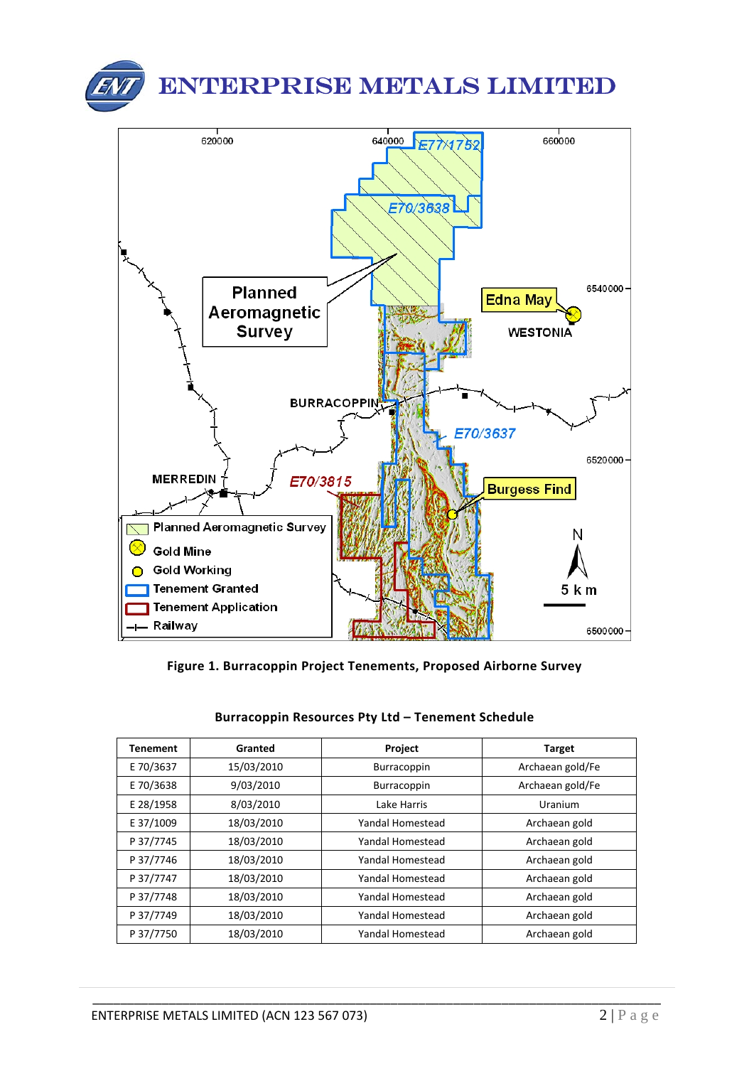Planned Aeromagnetic Survey

E77/1752

E70/3638

Edna May

WESTONIA

BURRACOPPIN

E70/3637

MERREDIN

E70/3815

Burgess Find

620000

640000

660000

6540000

6520000

6500000

N

5 km

Planned Aeromagnetic Survey

Gold Mine

Gold Working

Tenement Granted

Tenement Application

Railway

**Figure 1. Burracoppin Project Tenements, Proposed Airborne Survey**

**Burracoppin Resources Pty Ltd – Tenement Schedule**

| Tenement | Granted | Project | Target |
|---|---|---|---|
| E 70/3637 | 15/03/2010 | Burracoppin | Archaean gold/Fe |
| E 70/3638 | 9/03/2010 | Burracoppin | Archaean gold/Fe |
| E 28/1958 | 8/03/2010 | Lake Harris | Uranium |
| E 37/1009 | 18/03/2010 | Yandal Homestead | Archaean gold |
| P 37/7745 | 18/03/2010 | Yandal Homestead | Archaean gold |
| P 37/7746 | 18/03/2010 | Yandal Homestead | Archaean gold |
| P 37/7747 | 18/03/2010 | Yandal Homestead | Archaean gold |
| P 37/7748 | 18/03/2010 | Yandal Homestead | Archaean gold |
| P 37/7749 | 18/03/2010 | Yandal Homestead | Archaean gold |
| P 37/7750 | 18/03/2010 | Yandal Homestead | Archaean gold |